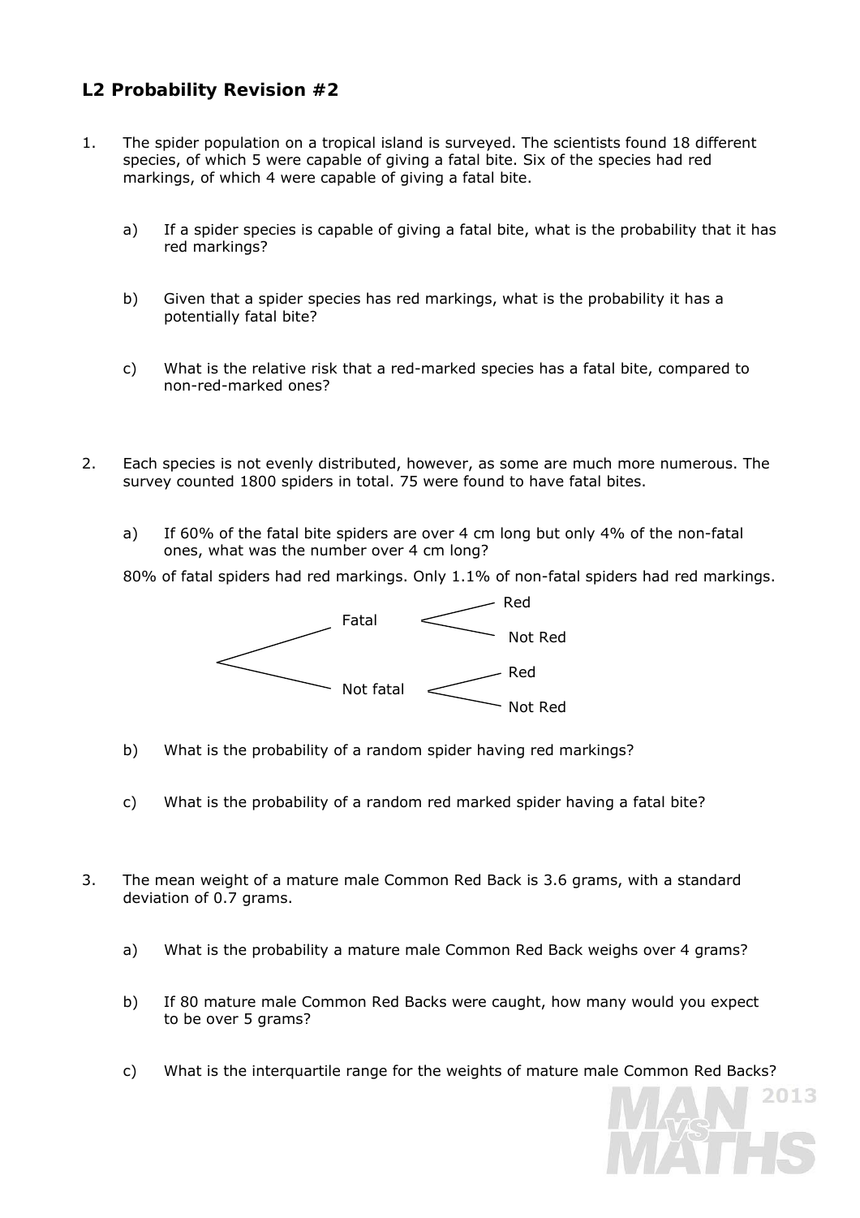## L2 Probability Revision #2

1. The spider population on a tropical island is surveyed. The scientists found 18 different species, of which 5 were capable of giving a fatal bite. Six of the species had red markings, of which 4 were capable of giving a fatal bite.

   a) If a spider species is capable of giving a fatal bite, what is the probability that it has red markings?

   b) Given that a spider species has red markings, what is the probability it has a potentially fatal bite?

   c) What is the relative risk that a red-marked species has a fatal bite, compared to non-red-marked ones?

2. Each species is not evenly distributed, however, as some are much more numerous. The survey counted 1800 spiders in total. 75 were found to have fatal bites.

   a) If 60% of the fatal bite spiders are over 4 cm long but only 4% of the non-fatal ones, what was the number over 4 cm long?

   80% of fatal spiders had red markings. Only 1.1% of non-fatal spiders had red markings.

   - Fatal
     - Red
     - Not Red
   - Not fatal
     - Red
     - Not Red

   b) What is the probability of a random spider having red markings?

   c) What is the probability of a random red marked spider having a fatal bite?

3. The mean weight of a mature male Common Red Back is 3.6 grams, with a standard deviation of 0.7 grams.

   a) What is the probability a mature male Common Red Back weighs over 4 grams?

   b) If 80 mature male Common Red Backs were caught, how many would you expect to be over 5 grams?

   c) What is the interquartile range for the weights of mature male Common Red Backs?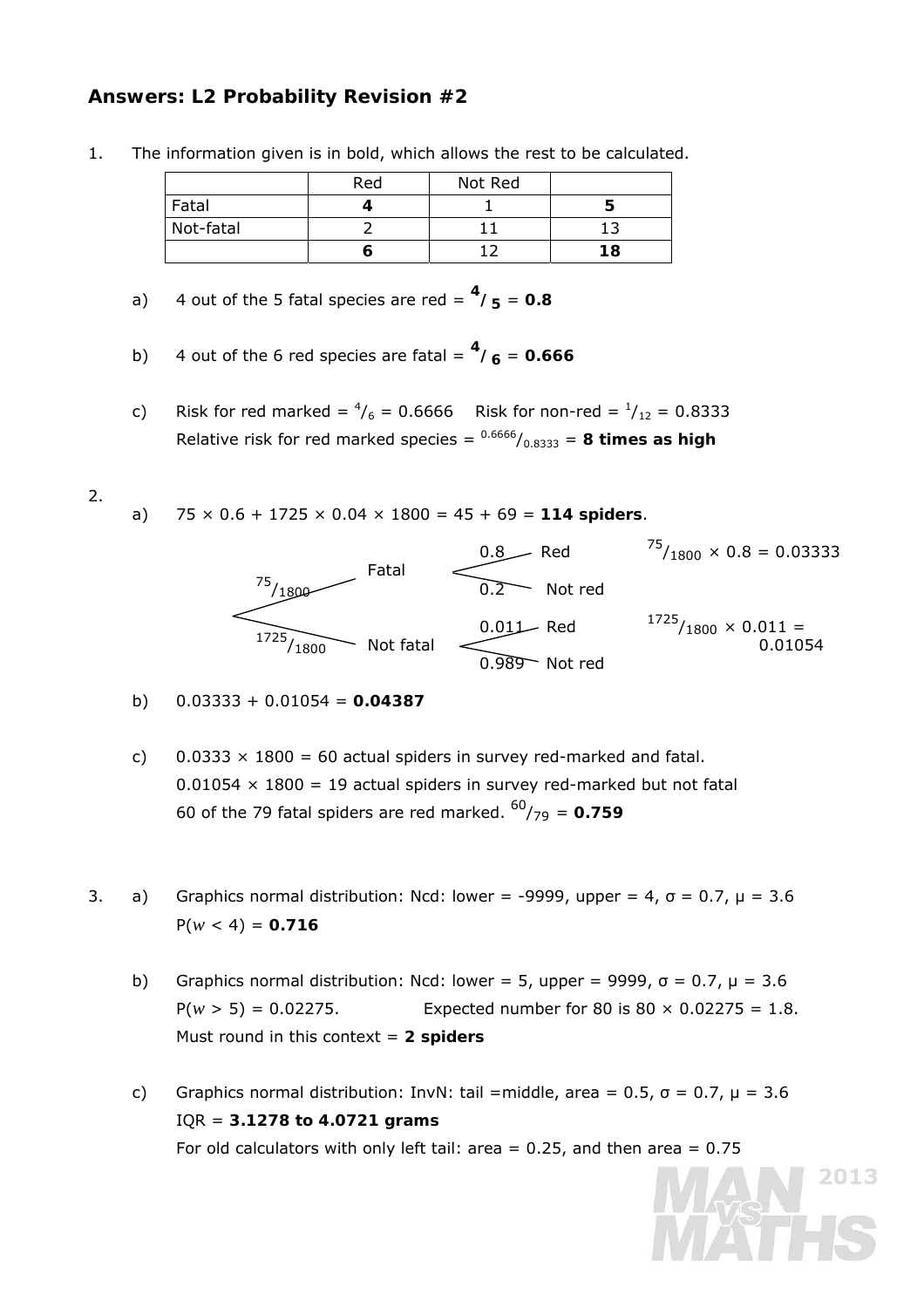**Answers: L2 Probability Revision #2**

1. The information given is in bold, which allows the rest to be calculated.

| | Red | Not Red | |
|---|---|---|---|
| Fatal | **4** | 1 | **5** |
| Not-fatal | 2 | 11 | 13 |
| | **6** | 12 | **18** |

a) 4 out of the 5 fatal species are red = $\mathbf{^{4}/_{5}}$ = **0.8**

b) 4 out of the 6 red species are fatal = $\mathbf{^{4}/_{6}}$ = **0.666**

c) Risk for red marked = $^{4}/_{6}$ = 0.6666  Risk for non-red = $^{1}/_{12}$ = 0.8333
Relative risk for red marked species = $^{0.6666}/_{0.8333}$ = **8 times as high**

2.

a) 75 × 0.6 + 1725 × 0.04 × 1800 = 45 + 69 = **114 spiders**.

$^{75}/_{1800}$ Fatal
0.8 Red   $^{75}/_{1800}$ × 0.8 = 0.03333
0.2 Not red
$^{1725}/_{1800}$ Not fatal
0.011 Red   $^{1725}/_{1800}$ × 0.011 = 0.01054
0.989 Not red

b) 0.03333 + 0.01054 = **0.04387**

c) 0.0333 × 1800 = 60 actual spiders in survey red-marked and fatal.
0.01054 × 1800 = 19 actual spiders in survey red-marked but not fatal
60 of the 79 fatal spiders are red marked. $^{60}/_{79}$ = **0.759**

3. a) Graphics normal distribution: Ncd: lower = -9999, upper = 4, σ = 0.7, μ = 3.6
$P(w < 4)$ = **0.716**

b) Graphics normal distribution: Ncd: lower = 5, upper = 9999, σ = 0.7, μ = 3.6
$P(w > 5)$ = 0.02275.    Expected number for 80 is 80 × 0.02275 = 1.8.
Must round in this context = **2 spiders**

c) Graphics normal distribution: InvN: tail =middle, area = 0.5, σ = 0.7, μ = 3.6
IQR = **3.1278 to 4.0721 grams**
For old calculators with only left tail: area = 0.25, and then area = 0.75